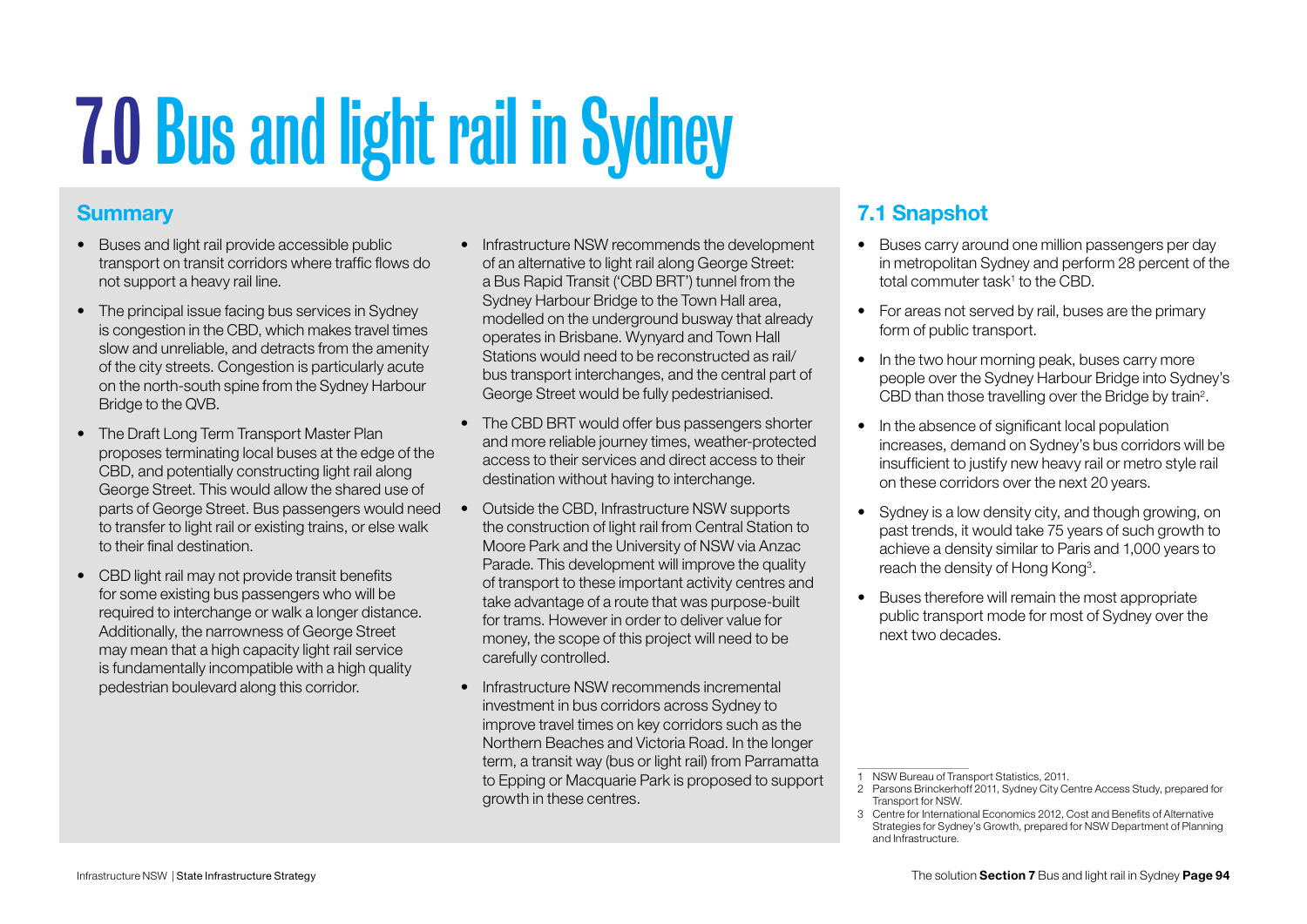# 7.0 Bus and light rail in Sydney

## Summary

- Buses and light rail provide accessible public transport on transit corridors where traffic flows do not support a heavy rail line.
- The principal issue facing bus services in Sydney is congestion in the CBD, which makes travel times slow and unreliable, and detracts from the amenity of the city streets. Congestion is particularly acute on the north-south spine from the Sydney Harbour Bridge to the QVB.
- The Draft Long Term Transport Master Plan proposes terminating local buses at the edge of the CBD, and potentially constructing light rail along George Street. This would allow the shared use of parts of George Street. Bus passengers would need to transfer to light rail or existing trains, or else walk to their final destination.
- CBD light rail may not provide transit benefits for some existing bus passengers who will be required to interchange or walk a longer distance. Additionally, the narrowness of George Street may mean that a high capacity light rail service is fundamentally incompatible with a high quality pedestrian boulevard along this corridor.
- Infrastructure NSW recommends the development of an alternative to light rail along George Street: a Bus Rapid Transit ('CBD BRT') tunnel from the Sydney Harbour Bridge to the Town Hall area, modelled on the underground busway that already operates in Brisbane. Wynyard and Town Hall Stations would need to be reconstructed as rail/bus transport interchanges, and the central part of George Street would be fully pedestrianised.
- The CBD BRT would offer bus passengers shorter and more reliable journey times, weather-protected access to their services and direct access to their destination without having to interchange.
- Outside the CBD, Infrastructure NSW supports the construction of light rail from Central Station to Moore Park and the University of NSW via Anzac Parade. This development will improve the quality of transport to these important activity centres and take advantage of a route that was purpose-built for trams. However in order to deliver value for money, the scope of this project will need to be carefully controlled.
- Infrastructure NSW recommends incremental investment in bus corridors across Sydney to improve travel times on key corridors such as the Northern Beaches and Victoria Road. In the longer term, a transit way (bus or light rail) from Parramatta to Epping or Macquarie Park is proposed to support growth in these centres.

## 7.1 Snapshot

- Buses carry around one million passengers per day in metropolitan Sydney and perform 28 percent of the total commuter task[1] to the CBD.
- For areas not served by rail, buses are the primary form of public transport.
- In the two hour morning peak, buses carry more people over the Sydney Harbour Bridge into Sydney's CBD than those travelling over the Bridge by train[2].
- In the absence of significant local population increases, demand on Sydney's bus corridors will be insufficient to justify new heavy rail or metro style rail on these corridors over the next 20 years.
- Sydney is a low density city, and though growing, on past trends, it would take 75 years of such growth to achieve a density similar to Paris and 1,000 years to reach the density of Hong Kong[3].
- Buses therefore will remain the most appropriate public transport mode for most of Sydney over the next two decades.

---

1 NSW Bureau of Transport Statistics, 2011.

2 Parsons Brinckerhoff 2011, Sydney City Centre Access Study, prepared for Transport for NSW.

3 Centre for International Economics 2012, Cost and Benefits of Alternative Strategies for Sydney's Growth, prepared for NSW Department of Planning and Infrastructure.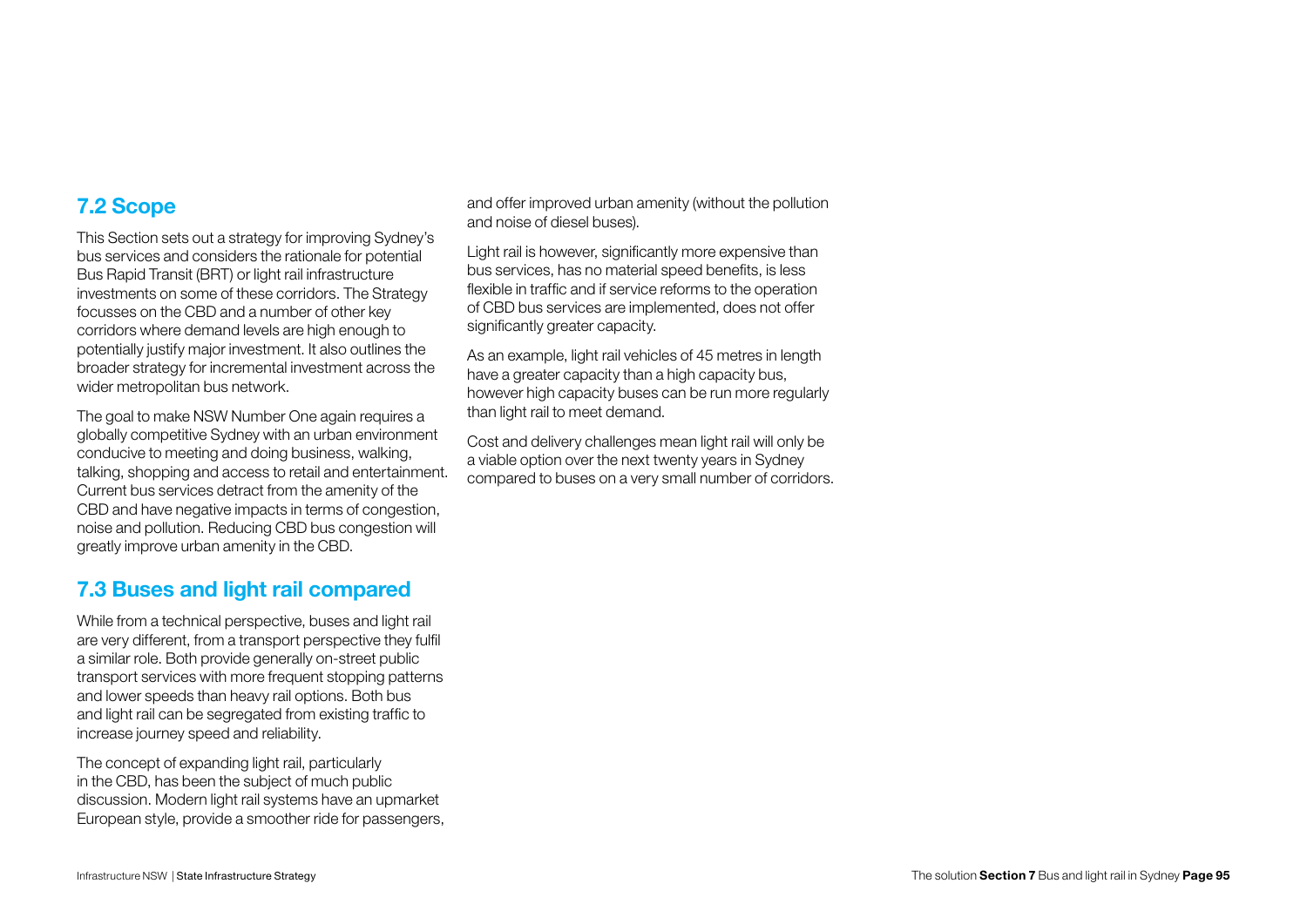## 7.2 Scope

This Section sets out a strategy for improving Sydney's bus services and considers the rationale for potential Bus Rapid Transit (BRT) or light rail infrastructure investments on some of these corridors. The Strategy focusses on the CBD and a number of other key corridors where demand levels are high enough to potentially justify major investment. It also outlines the broader strategy for incremental investment across the wider metropolitan bus network.

The goal to make NSW Number One again requires a globally competitive Sydney with an urban environment conducive to meeting and doing business, walking, talking, shopping and access to retail and entertainment. Current bus services detract from the amenity of the CBD and have negative impacts in terms of congestion, noise and pollution. Reducing CBD bus congestion will greatly improve urban amenity in the CBD.

## 7.3 Buses and light rail compared

While from a technical perspective, buses and light rail are very different, from a transport perspective they fulfil a similar role. Both provide generally on-street public transport services with more frequent stopping patterns and lower speeds than heavy rail options. Both bus and light rail can be segregated from existing traffic to increase journey speed and reliability.

The concept of expanding light rail, particularly in the CBD, has been the subject of much public discussion. Modern light rail systems have an upmarket European style, provide a smoother ride for passengers, and offer improved urban amenity (without the pollution and noise of diesel buses).

Light rail is however, significantly more expensive than bus services, has no material speed benefits, is less flexible in traffic and if service reforms to the operation of CBD bus services are implemented, does not offer significantly greater capacity.

As an example, light rail vehicles of 45 metres in length have a greater capacity than a high capacity bus, however high capacity buses can be run more regularly than light rail to meet demand.

Cost and delivery challenges mean light rail will only be a viable option over the next twenty years in Sydney compared to buses on a very small number of corridors.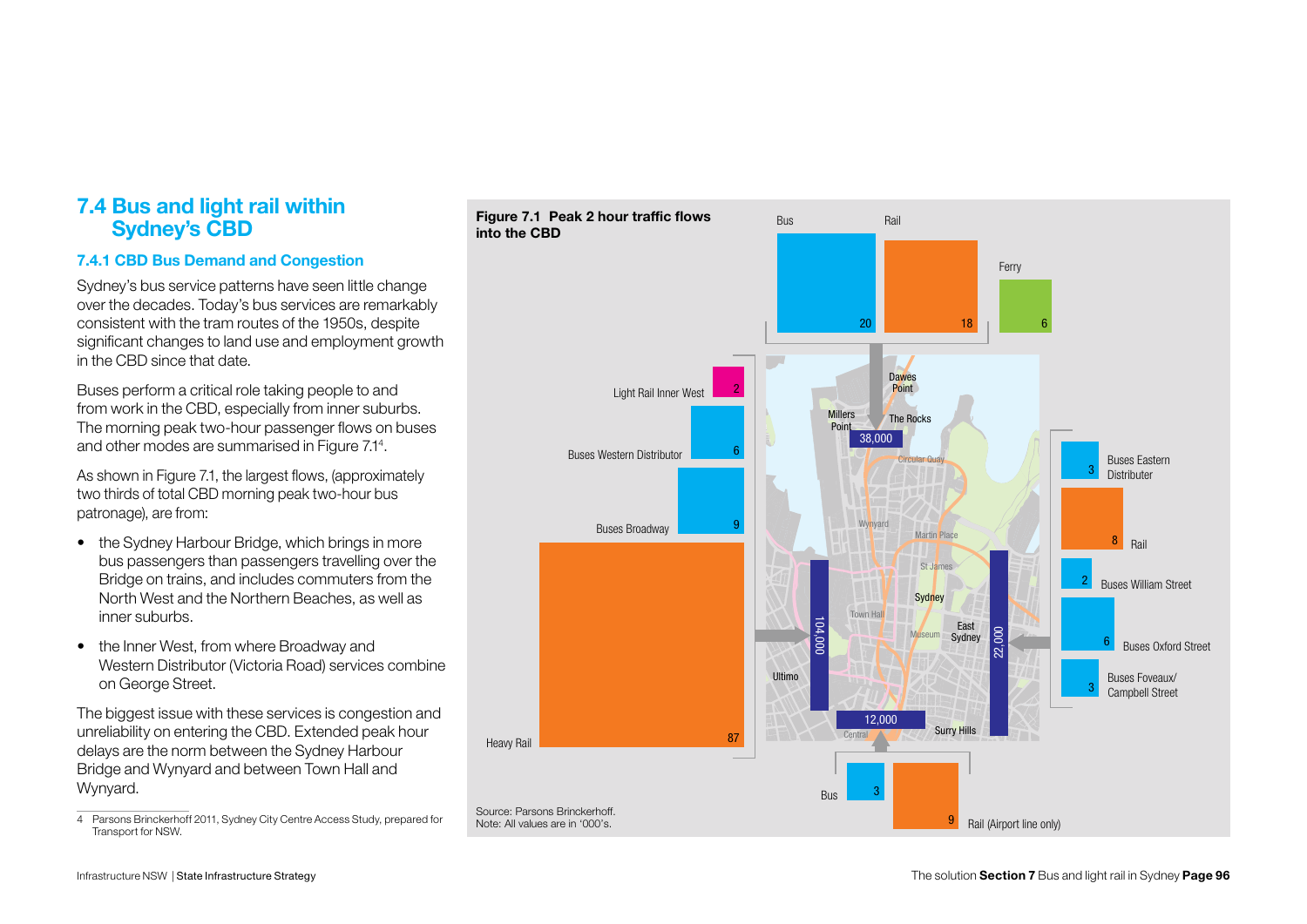## 7.4 Bus and light rail within Sydney's CBD

### 7.4.1 CBD Bus Demand and Congestion

Sydney's bus service patterns have seen little change over the decades. Today's bus services are remarkably consistent with the tram routes of the 1950s, despite significant changes to land use and employment growth in the CBD since that date.

Buses perform a critical role taking people to and from work in the CBD, especially from inner suburbs. The morning peak two-hour passenger flows on buses and other modes are summarised in Figure 7.1[4].

As shown in Figure 7.1, the largest flows, (approximately two thirds of total CBD morning peak two-hour bus patronage), are from:

- the Sydney Harbour Bridge, which brings in more bus passengers than passengers travelling over the Bridge on trains, and includes commuters from the North West and the Northern Beaches, as well as inner suburbs.
- the Inner West, from where Broadway and Western Distributor (Victoria Road) services combine on George Street.

The biggest issue with these services is congestion and unreliability on entering the CBD. Extended peak hour delays are the norm between the Sydney Harbour Bridge and Wynyard and between Town Hall and Wynyard.

**Figure 7.1 Peak 2 hour traffic flows into the CBD**

| Direction | Mode | Flow ('000) |
|---|---|---|
| North (total 38,000) | Bus | 20 |
| | Rail | 18 |
| | Ferry | 6 |
| West (total 104,000) | Light Rail Inner West | 2 |
| | Buses Western Distributor | 6 |
| | Buses Broadway | 9 |
| | Heavy Rail | 87 |
| East (total 22,000) | Buses Eastern Distributer | 3 |
| | Rail | 8 |
| | Buses William Street | 2 |
| | Buses Oxford Street | 6 |
| | Buses Foveaux/ Campbell Street | 3 |
| South (total 12,000) | Bus | 3 |
| | Rail (Airport line only) | 9 |

Source: Parsons Brinckerhoff.
Note: All values are in '000's.

4 Parsons Brinckerhoff 2011, Sydney City Centre Access Study, prepared for Transport for NSW.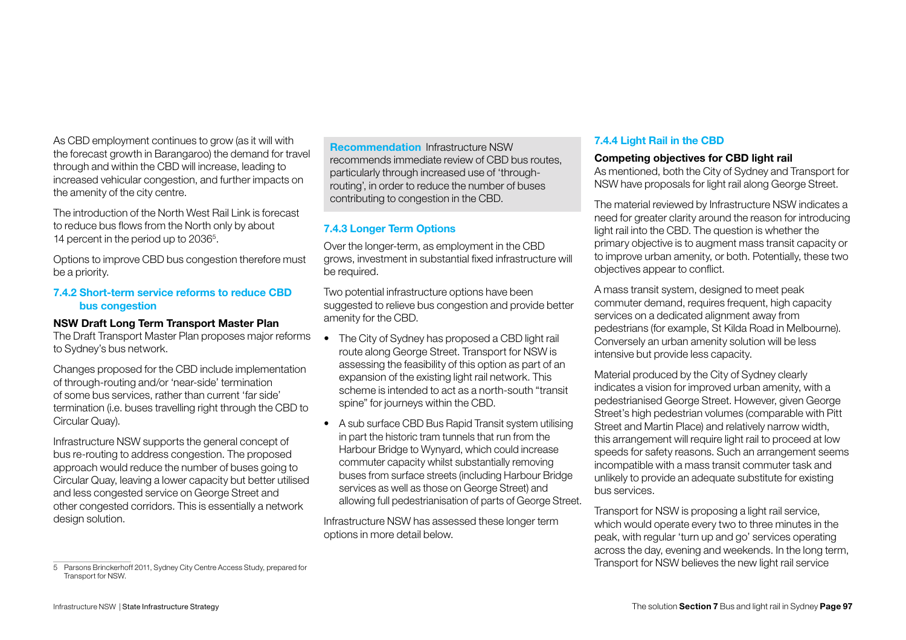As CBD employment continues to grow (as it will with the forecast growth in Barangaroo) the demand for travel through and within the CBD will increase, leading to increased vehicular congestion, and further impacts on the amenity of the city centre.

The introduction of the North West Rail Link is forecast to reduce bus flows from the North only by about 14 percent in the period up to 2036[5].

Options to improve CBD bus congestion therefore must be a priority.

### 7.4.2 Short-term service reforms to reduce CBD bus congestion

**NSW Draft Long Term Transport Master Plan**

The Draft Transport Master Plan proposes major reforms to Sydney's bus network.

Changes proposed for the CBD include implementation of through-routing and/or 'near-side' termination of some bus services, rather than current 'far side' termination (i.e. buses travelling right through the CBD to Circular Quay).

Infrastructure NSW supports the general concept of bus re-routing to address congestion. The proposed approach would reduce the number of buses going to Circular Quay, leaving a lower capacity but better utilised and less congested service on George Street and other congested corridors. This is essentially a network design solution.

**Recommendation** Infrastructure NSW recommends immediate review of CBD bus routes, particularly through increased use of 'through-routing', in order to reduce the number of buses contributing to congestion in the CBD.

### 7.4.3 Longer Term Options

Over the longer-term, as employment in the CBD grows, investment in substantial fixed infrastructure will be required.

Two potential infrastructure options have been suggested to relieve bus congestion and provide better amenity for the CBD.

- The City of Sydney has proposed a CBD light rail route along George Street. Transport for NSW is assessing the feasibility of this option as part of an expansion of the existing light rail network. This scheme is intended to act as a north-south "transit spine" for journeys within the CBD.
- A sub surface CBD Bus Rapid Transit system utilising in part the historic tram tunnels that run from the Harbour Bridge to Wynyard, which could increase commuter capacity whilst substantially removing buses from surface streets (including Harbour Bridge services as well as those on George Street) and allowing full pedestrianisation of parts of George Street.

Infrastructure NSW has assessed these longer term options in more detail below.

### 7.4.4 Light Rail in the CBD

**Competing objectives for CBD light rail**

As mentioned, both the City of Sydney and Transport for NSW have proposals for light rail along George Street.

The material reviewed by Infrastructure NSW indicates a need for greater clarity around the reason for introducing light rail into the CBD. The question is whether the primary objective is to augment mass transit capacity or to improve urban amenity, or both. Potentially, these two objectives appear to conflict.

A mass transit system, designed to meet peak commuter demand, requires frequent, high capacity services on a dedicated alignment away from pedestrians (for example, St Kilda Road in Melbourne). Conversely an urban amenity solution will be less intensive but provide less capacity.

Material produced by the City of Sydney clearly indicates a vision for improved urban amenity, with a pedestrianised George Street. However, given George Street's high pedestrian volumes (comparable with Pitt Street and Martin Place) and relatively narrow width, this arrangement will require light rail to proceed at low speeds for safety reasons. Such an arrangement seems incompatible with a mass transit commuter task and unlikely to provide an adequate substitute for existing bus services.

Transport for NSW is proposing a light rail service, which would operate every two to three minutes in the peak, with regular 'turn up and go' services operating across the day, evening and weekends. In the long term, Transport for NSW believes the new light rail service

---

5 Parsons Brinckerhoff 2011, Sydney City Centre Access Study, prepared for Transport for NSW.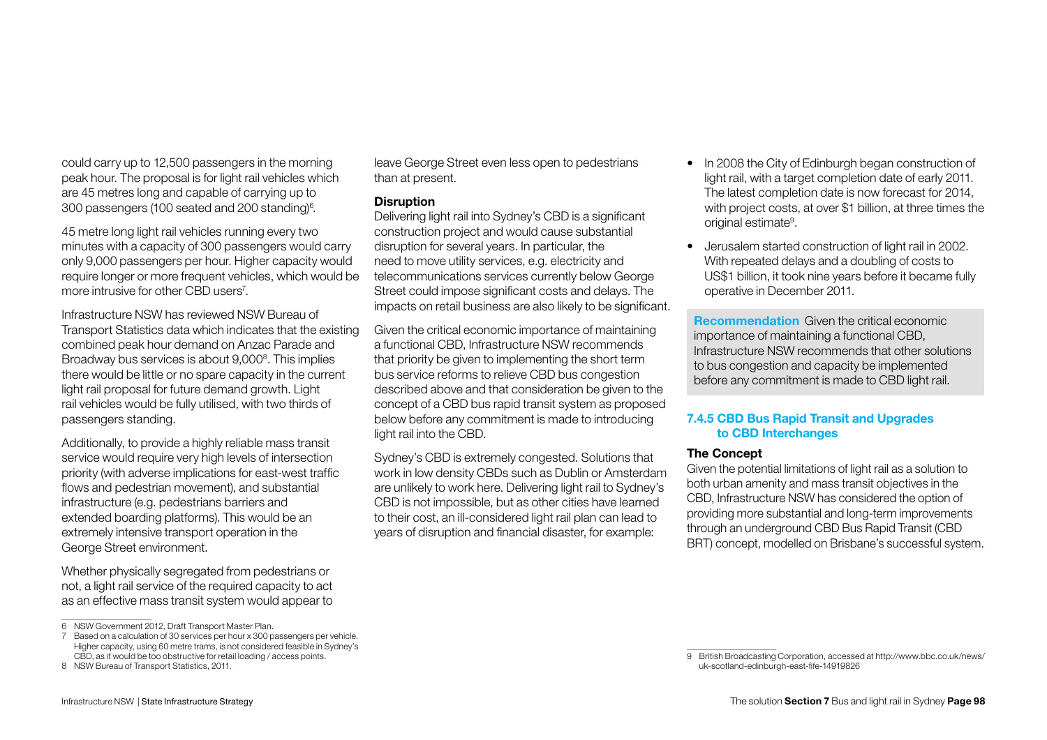could carry up to 12,500 passengers in the morning peak hour. The proposal is for light rail vehicles which are 45 metres long and capable of carrying up to 300 passengers (100 seated and 200 standing)[6].

45 metre long light rail vehicles running every two minutes with a capacity of 300 passengers would carry only 9,000 passengers per hour. Higher capacity would require longer or more frequent vehicles, which would be more intrusive for other CBD users[7].

Infrastructure NSW has reviewed NSW Bureau of Transport Statistics data which indicates that the existing combined peak hour demand on Anzac Parade and Broadway bus services is about 9,000[8]. This implies there would be little or no spare capacity in the current light rail proposal for future demand growth. Light rail vehicles would be fully utilised, with two thirds of passengers standing.

Additionally, to provide a highly reliable mass transit service would require very high levels of intersection priority (with adverse implications for east-west traffic flows and pedestrian movement), and substantial infrastructure (e.g. pedestrians barriers and extended boarding platforms). This would be an extremely intensive transport operation in the George Street environment.

Whether physically segregated from pedestrians or not, a light rail service of the required capacity to act as an effective mass transit system would appear to leave George Street even less open to pedestrians than at present.

**Disruption**

Delivering light rail into Sydney's CBD is a significant construction project and would cause substantial disruption for several years. In particular, the need to move utility services, e.g. electricity and telecommunications services currently below George Street could impose significant costs and delays. The impacts on retail business are also likely to be significant.

Given the critical economic importance of maintaining a functional CBD, Infrastructure NSW recommends that priority be given to implementing the short term bus service reforms to relieve CBD bus congestion described above and that consideration be given to the concept of a CBD bus rapid transit system as proposed below before any commitment is made to introducing light rail into the CBD.

Sydney's CBD is extremely congested. Solutions that work in low density CBDs such as Dublin or Amsterdam are unlikely to work here. Delivering light rail to Sydney's CBD is not impossible, but as other cities have learned to their cost, an ill-considered light rail plan can lead to years of disruption and financial disaster, for example:

- In 2008 the City of Edinburgh began construction of light rail, with a target completion date of early 2011. The latest completion date is now forecast for 2014, with project costs, at over $1 billion, at three times the original estimate[9].
- Jerusalem started construction of light rail in 2002. With repeated delays and a doubling of costs to US$1 billion, it took nine years before it became fully operative in December 2011.

**Recommendation** Given the critical economic importance of maintaining a functional CBD, Infrastructure NSW recommends that other solutions to bus congestion and capacity be implemented before any commitment is made to CBD light rail.

### 7.4.5 CBD Bus Rapid Transit and Upgrades to CBD Interchanges

**The Concept**

Given the potential limitations of light rail as a solution to both urban amenity and mass transit objectives in the CBD, Infrastructure NSW has considered the option of providing more substantial and long-term improvements through an underground CBD Bus Rapid Transit (CBD BRT) concept, modelled on Brisbane's successful system.

---

6 NSW Government 2012, Draft Transport Master Plan.

7 Based on a calculation of 30 services per hour x 300 passengers per vehicle. Higher capacity, using 60 metre trams, is not considered feasible in Sydney's CBD, as it would be too obstructive for retail loading / access points.

8 NSW Bureau of Transport Statistics, 2011.

9 British Broadcasting Corporation, accessed at http://www.bbc.co.uk/news/uk-scotland-edinburgh-east-fife-14919826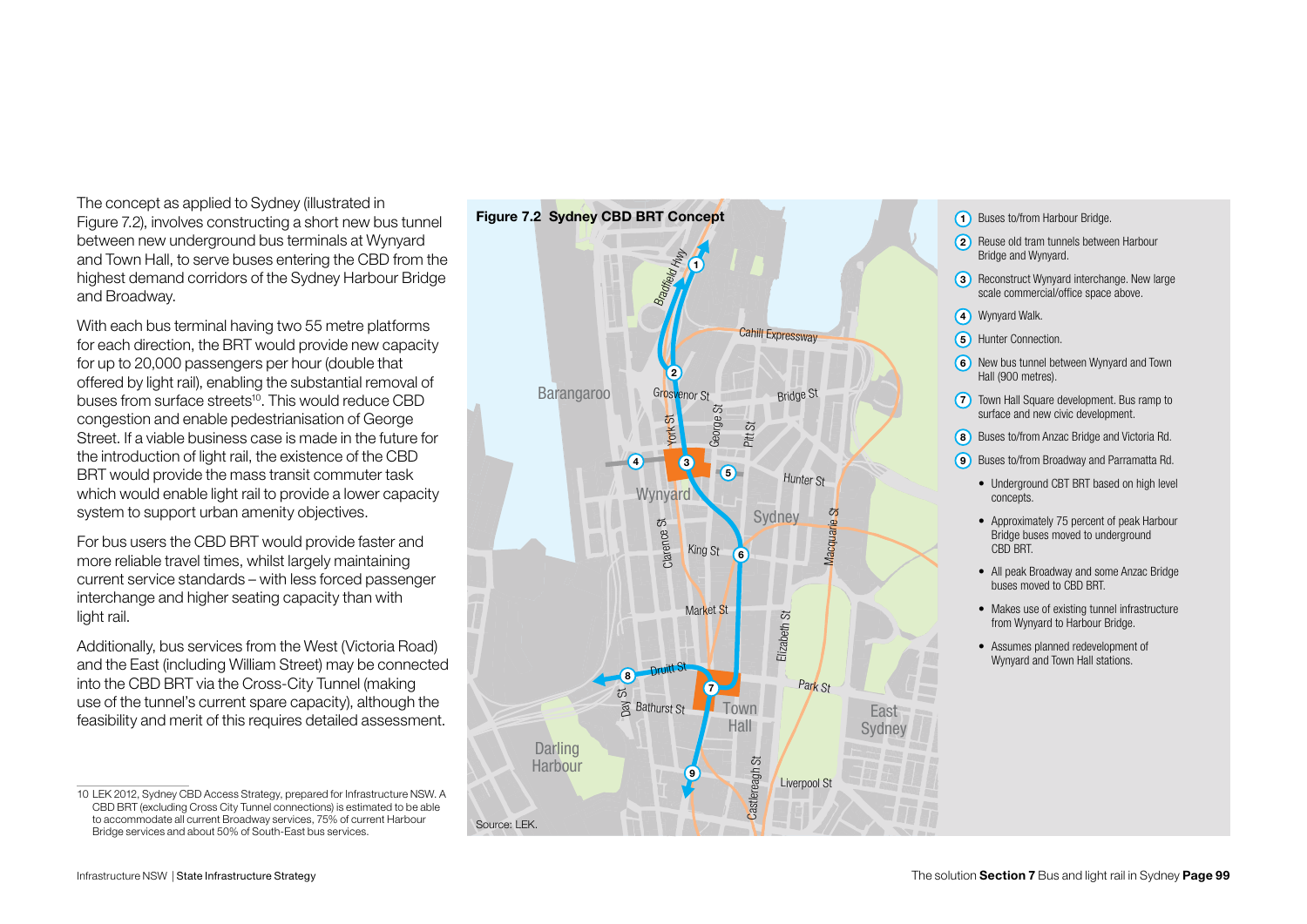The concept as applied to Sydney (illustrated in Figure 7.2), involves constructing a short new bus tunnel between new underground bus terminals at Wynyard and Town Hall, to serve buses entering the CBD from the highest demand corridors of the Sydney Harbour Bridge and Broadway.

With each bus terminal having two 55 metre platforms for each direction, the BRT would provide new capacity for up to 20,000 passengers per hour (double that offered by light rail), enabling the substantial removal of buses from surface streets[10]. This would reduce CBD congestion and enable pedestrianisation of George Street. If a viable business case is made in the future for the introduction of light rail, the existence of the CBD BRT would provide the mass transit commuter task which would enable light rail to provide a lower capacity system to support urban amenity objectives.

For bus users the CBD BRT would provide faster and more reliable travel times, whilst largely maintaining current service standards – with less forced passenger interchange and higher seating capacity than with light rail.

Additionally, bus services from the West (Victoria Road) and the East (including William Street) may be connected into the CBD BRT via the Cross-City Tunnel (making use of the tunnel's current spare capacity), although the feasibility and merit of this requires detailed assessment.

**Figure 7.2 Sydney CBD BRT Concept**

1. Buses to/from Harbour Bridge.
2. Reuse old tram tunnels between Harbour Bridge and Wynyard.
3. Reconstruct Wynyard interchange. New large scale commercial/office space above.
4. Wynyard Walk.
5. Hunter Connection.
6. New bus tunnel between Wynyard and Town Hall (900 metres).
7. Town Hall Square development. Bus ramp to surface and new civic development.
8. Buses to/from Anzac Bridge and Victoria Rd.
9. Buses to/from Broadway and Parramatta Rd.

- Underground CBT BRT based on high level concepts.
- Approximately 75 percent of peak Harbour Bridge buses moved to underground CBD BRT.
- All peak Broadway and some Anzac Bridge buses moved to CBD BRT.
- Makes use of existing tunnel infrastructure from Wynyard to Harbour Bridge.
- Assumes planned redevelopment of Wynyard and Town Hall stations.

Source: LEK.

10 LEK 2012, Sydney CBD Access Strategy, prepared for Infrastructure NSW. A CBD BRT (excluding Cross City Tunnel connections) is estimated to be able to accommodate all current Broadway services, 75% of current Harbour Bridge services and about 50% of South-East bus services.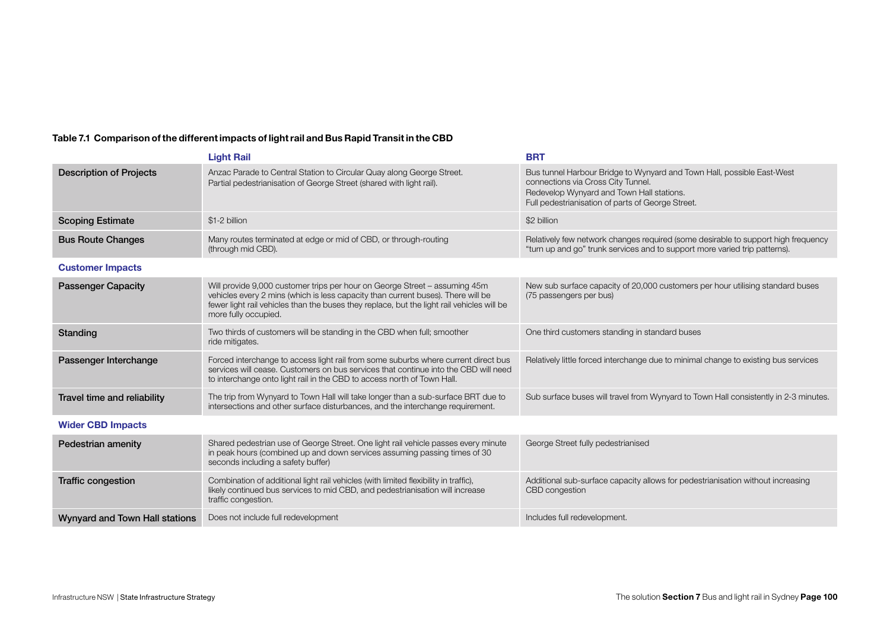**Table 7.1 Comparison of the different impacts of light rail and Bus Rapid Transit in the CBD**

| | Light Rail | BRT |
|---|---|---|
| **Description of Projects** | Anzac Parade to Central Station to Circular Quay along George Street. Partial pedestrianisation of George Street (shared with light rail). | Bus tunnel Harbour Bridge to Wynyard and Town Hall, possible East-West connections via Cross City Tunnel. Redevelop Wynyard and Town Hall stations. Full pedestrianisation of parts of George Street. |
| **Scoping Estimate** | $1-2 billion | $2 billion |
| **Bus Route Changes** | Many routes terminated at edge or mid of CBD, or through-routing (through mid CBD). | Relatively few network changes required (some desirable to support high frequency "turn up and go" trunk services and to support more varied trip patterns). |
| **Customer Impacts** | | |
| **Passenger Capacity** | Will provide 9,000 customer trips per hour on George Street – assuming 45m vehicles every 2 mins (which is less capacity than current buses). There will be fewer light rail vehicles than the buses they replace, but the light rail vehicles will be more fully occupied. | New sub surface capacity of 20,000 customers per hour utilising standard buses (75 passengers per bus) |
| **Standing** | Two thirds of customers will be standing in the CBD when full; smoother ride mitigates. | One third customers standing in standard buses |
| **Passenger Interchange** | Forced interchange to access light rail from some suburbs where current direct bus services will cease. Customers on bus services that continue into the CBD will need to interchange onto light rail in the CBD to access north of Town Hall. | Relatively little forced interchange due to minimal change to existing bus services |
| **Travel time and reliability** | The trip from Wynyard to Town Hall will take longer than a sub-surface BRT due to intersections and other surface disturbances, and the interchange requirement. | Sub surface buses will travel from Wynyard to Town Hall consistently in 2-3 minutes. |
| **Wider CBD Impacts** | | |
| **Pedestrian amenity** | Shared pedestrian use of George Street. One light rail vehicle passes every minute in peak hours (combined up and down services assuming passing times of 30 seconds including a safety buffer) | George Street fully pedestrianised |
| **Traffic congestion** | Combination of additional light rail vehicles (with limited flexibility in traffic), likely continued bus services to mid CBD, and pedestrianisation will increase traffic congestion. | Additional sub-surface capacity allows for pedestrianisation without increasing CBD congestion |
| **Wynyard and Town Hall stations** | Does not include full redevelopment | Includes full redevelopment. |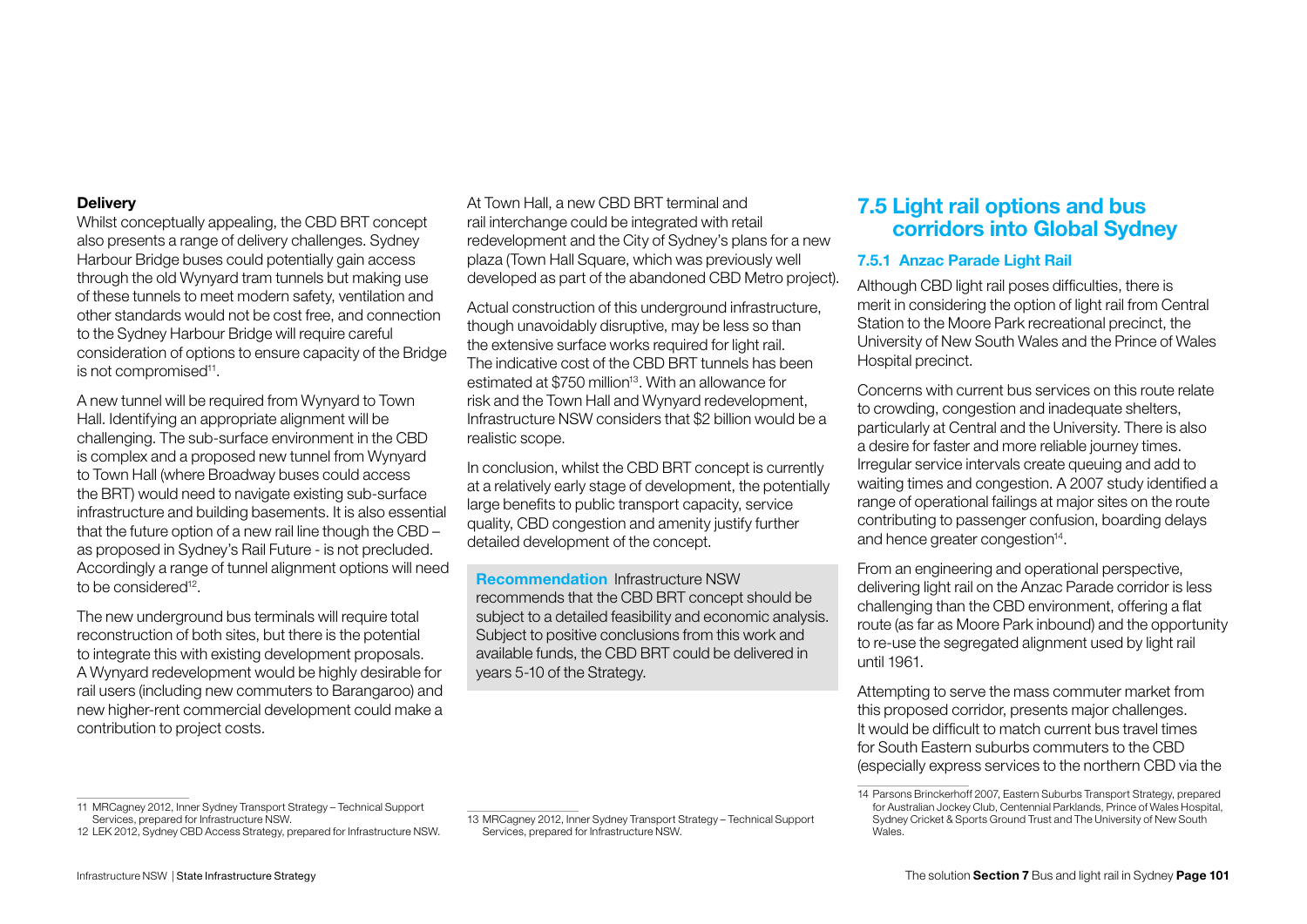**Delivery**

Whilst conceptually appealing, the CBD BRT concept also presents a range of delivery challenges. Sydney Harbour Bridge buses could potentially gain access through the old Wynyard tram tunnels but making use of these tunnels to meet modern safety, ventilation and other standards would not be cost free, and connection to the Sydney Harbour Bridge will require careful consideration of options to ensure capacity of the Bridge is not compromised[11].

A new tunnel will be required from Wynyard to Town Hall. Identifying an appropriate alignment will be challenging. The sub-surface environment in the CBD is complex and a proposed new tunnel from Wynyard to Town Hall (where Broadway buses could access the BRT) would need to navigate existing sub-surface infrastructure and building basements. It is also essential that the future option of a new rail line though the CBD – as proposed in Sydney's Rail Future - is not precluded. Accordingly a range of tunnel alignment options will need to be considered[12].

The new underground bus terminals will require total reconstruction of both sites, but there is the potential to integrate this with existing development proposals. A Wynyard redevelopment would be highly desirable for rail users (including new commuters to Barangaroo) and new higher-rent commercial development could make a contribution to project costs.

At Town Hall, a new CBD BRT terminal and rail interchange could be integrated with retail redevelopment and the City of Sydney's plans for a new plaza (Town Hall Square, which was previously well developed as part of the abandoned CBD Metro project).

Actual construction of this underground infrastructure, though unavoidably disruptive, may be less so than the extensive surface works required for light rail. The indicative cost of the CBD BRT tunnels has been estimated at $750 million[13]. With an allowance for risk and the Town Hall and Wynyard redevelopment, Infrastructure NSW considers that $2 billion would be a realistic scope.

In conclusion, whilst the CBD BRT concept is currently at a relatively early stage of development, the potentially large benefits to public transport capacity, service quality, CBD congestion and amenity justify further detailed development of the concept.

**Recommendation** Infrastructure NSW recommends that the CBD BRT concept should be subject to a detailed feasibility and economic analysis. Subject to positive conclusions from this work and available funds, the CBD BRT could be delivered in years 5-10 of the Strategy.

## 7.5 Light rail options and bus corridors into Global Sydney

### 7.5.1 Anzac Parade Light Rail

Although CBD light rail poses difficulties, there is merit in considering the option of light rail from Central Station to the Moore Park recreational precinct, the University of New South Wales and the Prince of Wales Hospital precinct.

Concerns with current bus services on this route relate to crowding, congestion and inadequate shelters, particularly at Central and the University. There is also a desire for faster and more reliable journey times. Irregular service intervals create queuing and add to waiting times and congestion. A 2007 study identified a range of operational failings at major sites on the route contributing to passenger confusion, boarding delays and hence greater congestion[14].

From an engineering and operational perspective, delivering light rail on the Anzac Parade corridor is less challenging than the CBD environment, offering a flat route (as far as Moore Park inbound) and the opportunity to re-use the segregated alignment used by light rail until 1961.

Attempting to serve the mass commuter market from this proposed corridor, presents major challenges. It would be difficult to match current bus travel times for South Eastern suburbs commuters to the CBD (especially express services to the northern CBD via the

---

11 MRCagney 2012, Inner Sydney Transport Strategy – Technical Support Services, prepared for Infrastructure NSW.

12 LEK 2012, Sydney CBD Access Strategy, prepared for Infrastructure NSW.

13 MRCagney 2012, Inner Sydney Transport Strategy – Technical Support Services, prepared for Infrastructure NSW.

14 Parsons Brinckerhoff 2007, Eastern Suburbs Transport Strategy, prepared for Australian Jockey Club, Centennial Parklands, Prince of Wales Hospital, Sydney Cricket & Sports Ground Trust and The University of New South Wales.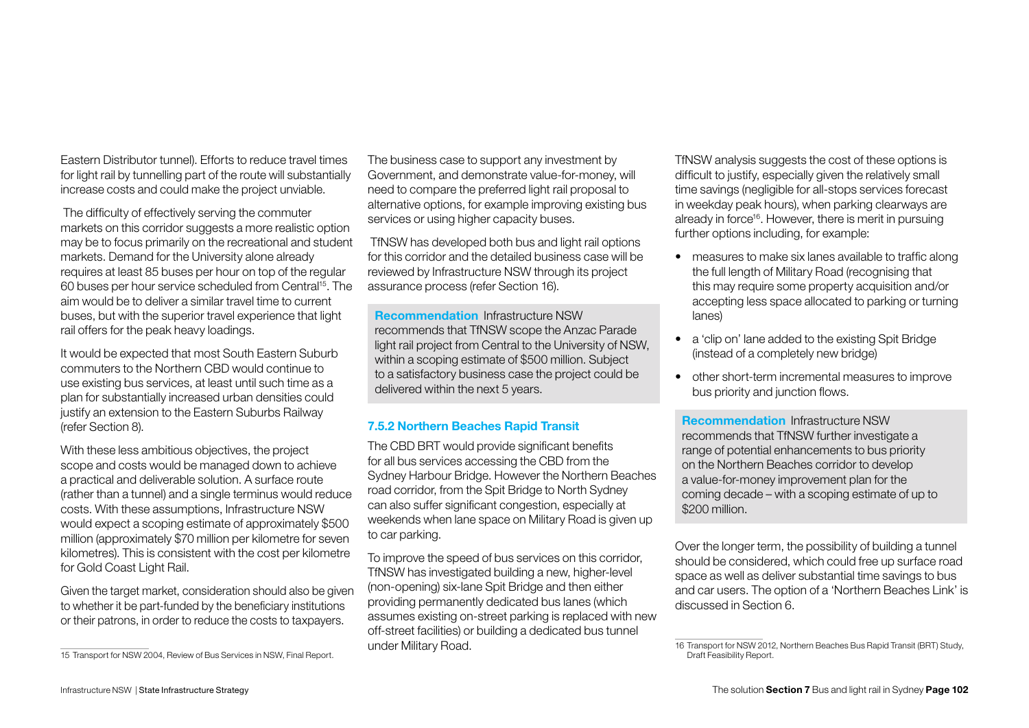Eastern Distributor tunnel). Efforts to reduce travel times for light rail by tunnelling part of the route will substantially increase costs and could make the project unviable.

The difficulty of effectively serving the commuter markets on this corridor suggests a more realistic option may be to focus primarily on the recreational and student markets. Demand for the University alone already requires at least 85 buses per hour on top of the regular 60 buses per hour service scheduled from Central[15]. The aim would be to deliver a similar travel time to current buses, but with the superior travel experience that light rail offers for the peak heavy loadings.

It would be expected that most South Eastern Suburb commuters to the Northern CBD would continue to use existing bus services, at least until such time as a plan for substantially increased urban densities could justify an extension to the Eastern Suburbs Railway (refer Section 8).

With these less ambitious objectives, the project scope and costs would be managed down to achieve a practical and deliverable solution. A surface route (rather than a tunnel) and a single terminus would reduce costs. With these assumptions, Infrastructure NSW would expect a scoping estimate of approximately $500 million (approximately $70 million per kilometre for seven kilometres). This is consistent with the cost per kilometre for Gold Coast Light Rail.

Given the target market, consideration should also be given to whether it be part-funded by the beneficiary institutions or their patrons, in order to reduce the costs to taxpayers.

15 Transport for NSW 2004, Review of Bus Services in NSW, Final Report.

The business case to support any investment by Government, and demonstrate value-for-money, will need to compare the preferred light rail proposal to alternative options, for example improving existing bus services or using higher capacity buses.

TfNSW has developed both bus and light rail options for this corridor and the detailed business case will be reviewed by Infrastructure NSW through its project assurance process (refer Section 16).

> **Recommendation** Infrastructure NSW recommends that TfNSW scope the Anzac Parade light rail project from Central to the University of NSW, within a scoping estimate of $500 million. Subject to a satisfactory business case the project could be delivered within the next 5 years.

### 7.5.2 Northern Beaches Rapid Transit

The CBD BRT would provide significant benefits for all bus services accessing the CBD from the Sydney Harbour Bridge. However the Northern Beaches road corridor, from the Spit Bridge to North Sydney can also suffer significant congestion, especially at weekends when lane space on Military Road is given up to car parking.

To improve the speed of bus services on this corridor, TfNSW has investigated building a new, higher-level (non-opening) six-lane Spit Bridge and then either providing permanently dedicated bus lanes (which assumes existing on-street parking is replaced with new off-street facilities) or building a dedicated bus tunnel under Military Road.

TfNSW analysis suggests the cost of these options is difficult to justify, especially given the relatively small time savings (negligible for all-stops services forecast in weekday peak hours), when parking clearways are already in force[16]. However, there is merit in pursuing further options including, for example:

- measures to make six lanes available to traffic along the full length of Military Road (recognising that this may require some property acquisition and/or accepting less space allocated to parking or turning lanes)
- a 'clip on' lane added to the existing Spit Bridge (instead of a completely new bridge)
- other short-term incremental measures to improve bus priority and junction flows.

> **Recommendation** Infrastructure NSW recommends that TfNSW further investigate a range of potential enhancements to bus priority on the Northern Beaches corridor to develop a value-for-money improvement plan for the coming decade – with a scoping estimate of up to $200 million.

Over the longer term, the possibility of building a tunnel should be considered, which could free up surface road space as well as deliver substantial time savings to bus and car users. The option of a 'Northern Beaches Link' is discussed in Section 6.

16 Transport for NSW 2012, Northern Beaches Bus Rapid Transit (BRT) Study, Draft Feasibility Report.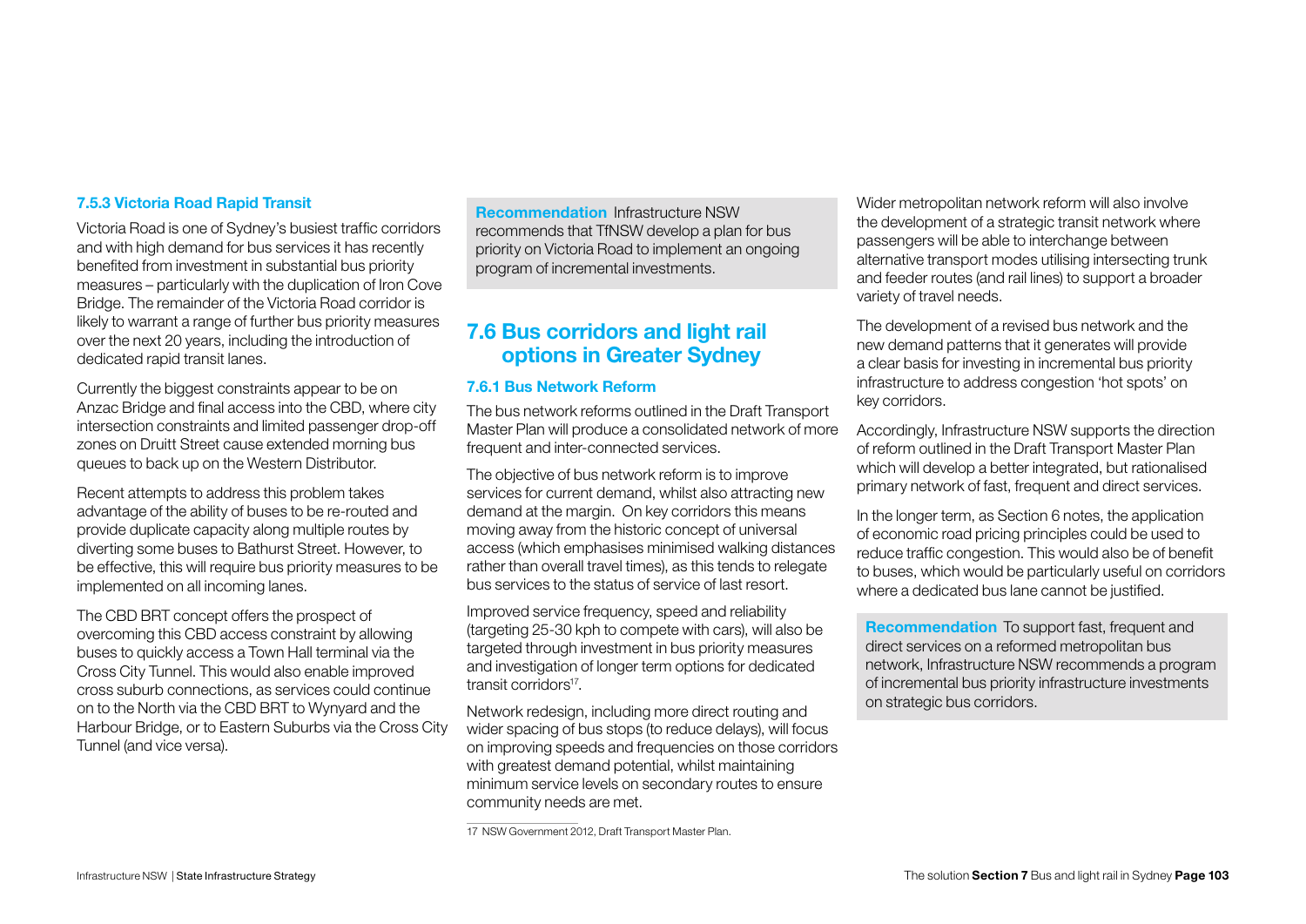### 7.5.3 Victoria Road Rapid Transit

Victoria Road is one of Sydney's busiest traffic corridors and with high demand for bus services it has recently benefited from investment in substantial bus priority measures – particularly with the duplication of Iron Cove Bridge. The remainder of the Victoria Road corridor is likely to warrant a range of further bus priority measures over the next 20 years, including the introduction of dedicated rapid transit lanes.

Currently the biggest constraints appear to be on Anzac Bridge and final access into the CBD, where city intersection constraints and limited passenger drop-off zones on Druitt Street cause extended morning bus queues to back up on the Western Distributor.

Recent attempts to address this problem takes advantage of the ability of buses to be re-routed and provide duplicate capacity along multiple routes by diverting some buses to Bathurst Street. However, to be effective, this will require bus priority measures to be implemented on all incoming lanes.

The CBD BRT concept offers the prospect of overcoming this CBD access constraint by allowing buses to quickly access a Town Hall terminal via the Cross City Tunnel. This would also enable improved cross suburb connections, as services could continue on to the North via the CBD BRT to Wynyard and the Harbour Bridge, or to Eastern Suburbs via the Cross City Tunnel (and vice versa).

**Recommendation** Infrastructure NSW recommends that TfNSW develop a plan for bus priority on Victoria Road to implement an ongoing program of incremental investments.

## 7.6 Bus corridors and light rail options in Greater Sydney

### 7.6.1 Bus Network Reform

The bus network reforms outlined in the Draft Transport Master Plan will produce a consolidated network of more frequent and inter-connected services.

The objective of bus network reform is to improve services for current demand, whilst also attracting new demand at the margin. On key corridors this means moving away from the historic concept of universal access (which emphasises minimised walking distances rather than overall travel times), as this tends to relegate bus services to the status of service of last resort.

Improved service frequency, speed and reliability (targeting 25-30 kph to compete with cars), will also be targeted through investment in bus priority measures and investigation of longer term options for dedicated transit corridors[17].

Network redesign, including more direct routing and wider spacing of bus stops (to reduce delays), will focus on improving speeds and frequencies on those corridors with greatest demand potential, whilst maintaining minimum service levels on secondary routes to ensure community needs are met.

Wider metropolitan network reform will also involve the development of a strategic transit network where passengers will be able to interchange between alternative transport modes utilising intersecting trunk and feeder routes (and rail lines) to support a broader variety of travel needs.

The development of a revised bus network and the new demand patterns that it generates will provide a clear basis for investing in incremental bus priority infrastructure to address congestion 'hot spots' on key corridors.

Accordingly, Infrastructure NSW supports the direction of reform outlined in the Draft Transport Master Plan which will develop a better integrated, but rationalised primary network of fast, frequent and direct services.

In the longer term, as Section 6 notes, the application of economic road pricing principles could be used to reduce traffic congestion. This would also be of benefit to buses, which would be particularly useful on corridors where a dedicated bus lane cannot be justified.

**Recommendation** To support fast, frequent and direct services on a reformed metropolitan bus network, Infrastructure NSW recommends a program of incremental bus priority infrastructure investments on strategic bus corridors.

17 NSW Government 2012, Draft Transport Master Plan.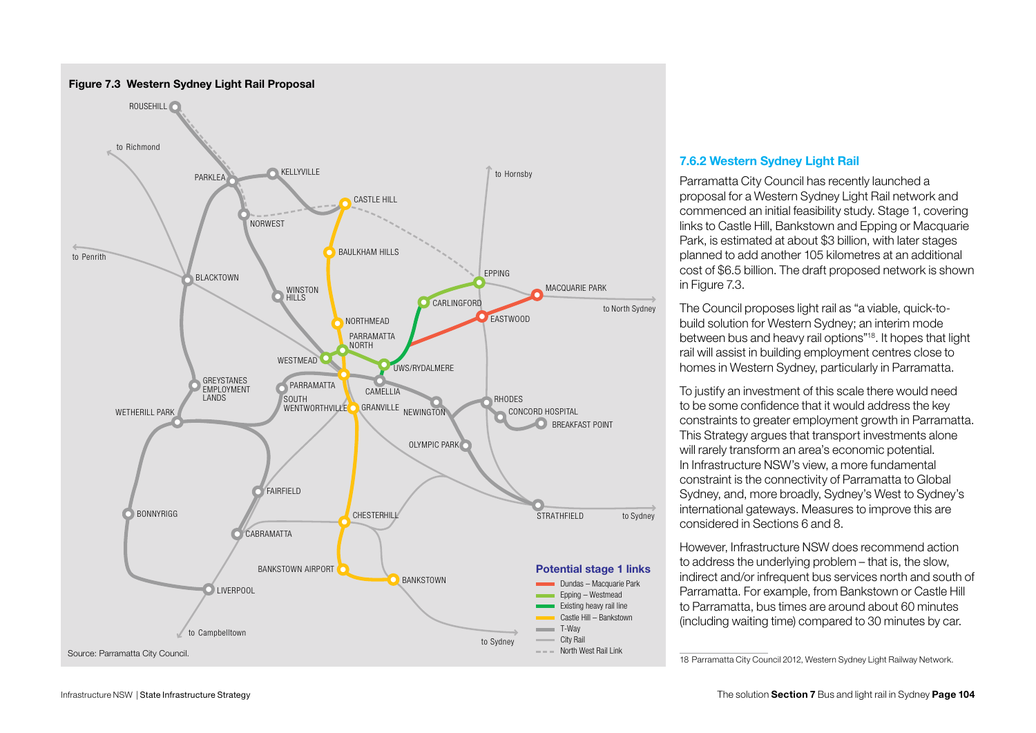**Figure 7.3 Western Sydney Light Rail Proposal**

Source: Parramatta City Council.

### 7.6.2 Western Sydney Light Rail

Parramatta City Council has recently launched a proposal for a Western Sydney Light Rail network and commenced an initial feasibility study. Stage 1, covering links to Castle Hill, Bankstown and Epping or Macquarie Park, is estimated at about $3 billion, with later stages planned to add another 105 kilometres at an additional cost of $6.5 billion. The draft proposed network is shown in Figure 7.3.

The Council proposes light rail as "a viable, quick-to-build solution for Western Sydney; an interim mode between bus and heavy rail options"[18]. It hopes that light rail will assist in building employment centres close to homes in Western Sydney, particularly in Parramatta.

To justify an investment of this scale there would need to be some confidence that it would address the key constraints to greater employment growth in Parramatta. This Strategy argues that transport investments alone will rarely transform an area's economic potential. In Infrastructure NSW's view, a more fundamental constraint is the connectivity of Parramatta to Global Sydney, and, more broadly, Sydney's West to Sydney's international gateways. Measures to improve this are considered in Sections 6 and 8.

However, Infrastructure NSW does recommend action to address the underlying problem – that is, the slow, indirect and/or infrequent bus services north and south of Parramatta. For example, from Bankstown or Castle Hill to Parramatta, bus times are around about 60 minutes (including waiting time) compared to 30 minutes by car.

18 Parramatta City Council 2012, Western Sydney Light Railway Network.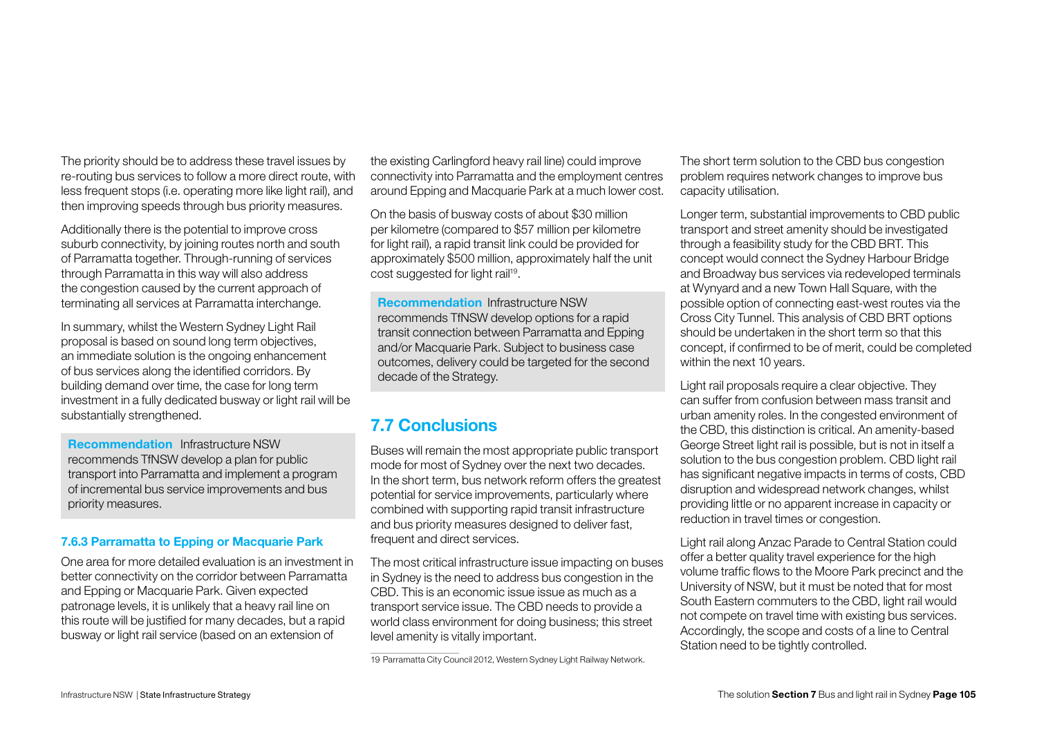The priority should be to address these travel issues by re-routing bus services to follow a more direct route, with less frequent stops (i.e. operating more like light rail), and then improving speeds through bus priority measures.

Additionally there is the potential to improve cross suburb connectivity, by joining routes north and south of Parramatta together. Through-running of services through Parramatta in this way will also address the congestion caused by the current approach of terminating all services at Parramatta interchange.

In summary, whilst the Western Sydney Light Rail proposal is based on sound long term objectives, an immediate solution is the ongoing enhancement of bus services along the identified corridors. By building demand over time, the case for long term investment in a fully dedicated busway or light rail will be substantially strengthened.

**Recommendation** Infrastructure NSW recommends TfNSW develop a plan for public transport into Parramatta and implement a program of incremental bus service improvements and bus priority measures.

#### 7.6.3 Parramatta to Epping or Macquarie Park

One area for more detailed evaluation is an investment in better connectivity on the corridor between Parramatta and Epping or Macquarie Park. Given expected patronage levels, it is unlikely that a heavy rail line on this route will be justified for many decades, but a rapid busway or light rail service (based on an extension of the existing Carlingford heavy rail line) could improve connectivity into Parramatta and the employment centres around Epping and Macquarie Park at a much lower cost.

On the basis of busway costs of about $30 million per kilometre (compared to $57 million per kilometre for light rail), a rapid transit link could be provided for approximately $500 million, approximately half the unit cost suggested for light rail[19].

**Recommendation** Infrastructure NSW recommends TfNSW develop options for a rapid transit connection between Parramatta and Epping and/or Macquarie Park. Subject to business case outcomes, delivery could be targeted for the second decade of the Strategy.

## 7.7 Conclusions

Buses will remain the most appropriate public transport mode for most of Sydney over the next two decades. In the short term, bus network reform offers the greatest potential for service improvements, particularly where combined with supporting rapid transit infrastructure and bus priority measures designed to deliver fast, frequent and direct services.

The most critical infrastructure issue impacting on buses in Sydney is the need to address bus congestion in the CBD. This is an economic issue issue as much as a transport service issue. The CBD needs to provide a world class environment for doing business; this street level amenity is vitally important.

19 Parramatta City Council 2012, Western Sydney Light Railway Network.

The short term solution to the CBD bus congestion problem requires network changes to improve bus capacity utilisation.

Longer term, substantial improvements to CBD public transport and street amenity should be investigated through a feasibility study for the CBD BRT. This concept would connect the Sydney Harbour Bridge and Broadway bus services via redeveloped terminals at Wynyard and a new Town Hall Square, with the possible option of connecting east-west routes via the Cross City Tunnel. This analysis of CBD BRT options should be undertaken in the short term so that this concept, if confirmed to be of merit, could be completed within the next 10 years.

Light rail proposals require a clear objective. They can suffer from confusion between mass transit and urban amenity roles. In the congested environment of the CBD, this distinction is critical. An amenity-based George Street light rail is possible, but is not in itself a solution to the bus congestion problem. CBD light rail has significant negative impacts in terms of costs, CBD disruption and widespread network changes, whilst providing little or no apparent increase in capacity or reduction in travel times or congestion.

Light rail along Anzac Parade to Central Station could offer a better quality travel experience for the high volume traffic flows to the Moore Park precinct and the University of NSW, but it must be noted that for most South Eastern commuters to the CBD, light rail would not compete on travel time with existing bus services. Accordingly, the scope and costs of a line to Central Station need to be tightly controlled.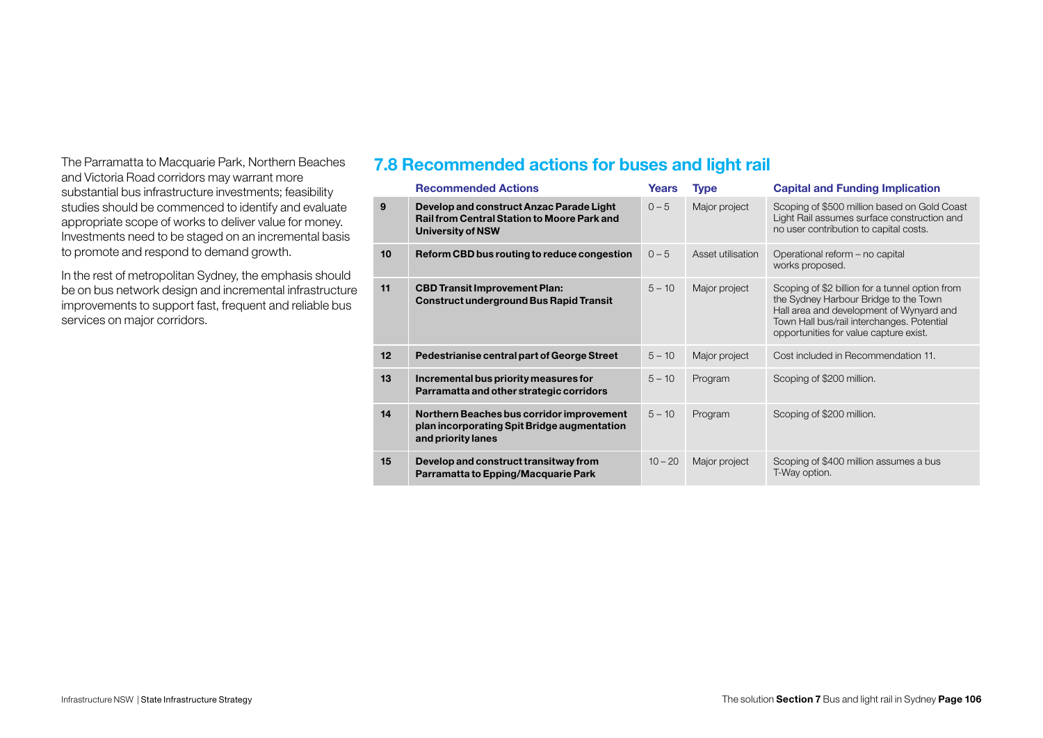The Parramatta to Macquarie Park, Northern Beaches and Victoria Road corridors may warrant more substantial bus infrastructure investments; feasibility studies should be commenced to identify and evaluate appropriate scope of works to deliver value for money. Investments need to be staged on an incremental basis to promote and respond to demand growth.

In the rest of metropolitan Sydney, the emphasis should be on bus network design and incremental infrastructure improvements to support fast, frequent and reliable bus services on major corridors.

## 7.8 Recommended actions for buses and light rail

| | Recommended Actions | Years | Type | Capital and Funding Implication |
|---|---|---|---|---|
| 9 | **Develop and construct Anzac Parade Light Rail from Central Station to Moore Park and University of NSW** | 0 – 5 | Major project | Scoping of $500 million based on Gold Coast Light Rail assumes surface construction and no user contribution to capital costs. |
| 10 | **Reform CBD bus routing to reduce congestion** | 0 – 5 | Asset utilisation | Operational reform – no capital works proposed. |
| 11 | **CBD Transit Improvement Plan: Construct underground Bus Rapid Transit** | 5 – 10 | Major project | Scoping of $2 billion for a tunnel option from the Sydney Harbour Bridge to the Town Hall area and development of Wynyard and Town Hall bus/rail interchanges. Potential opportunities for value capture exist. |
| 12 | **Pedestrianise central part of George Street** | 5 – 10 | Major project | Cost included in Recommendation 11. |
| 13 | **Incremental bus priority measures for Parramatta and other strategic corridors** | 5 – 10 | Program | Scoping of $200 million. |
| 14 | **Northern Beaches bus corridor improvement plan incorporating Spit Bridge augmentation and priority lanes** | 5 – 10 | Program | Scoping of $200 million. |
| 15 | **Develop and construct transitway from Parramatta to Epping/Macquarie Park** | 10 – 20 | Major project | Scoping of $400 million assumes a bus T-Way option. |